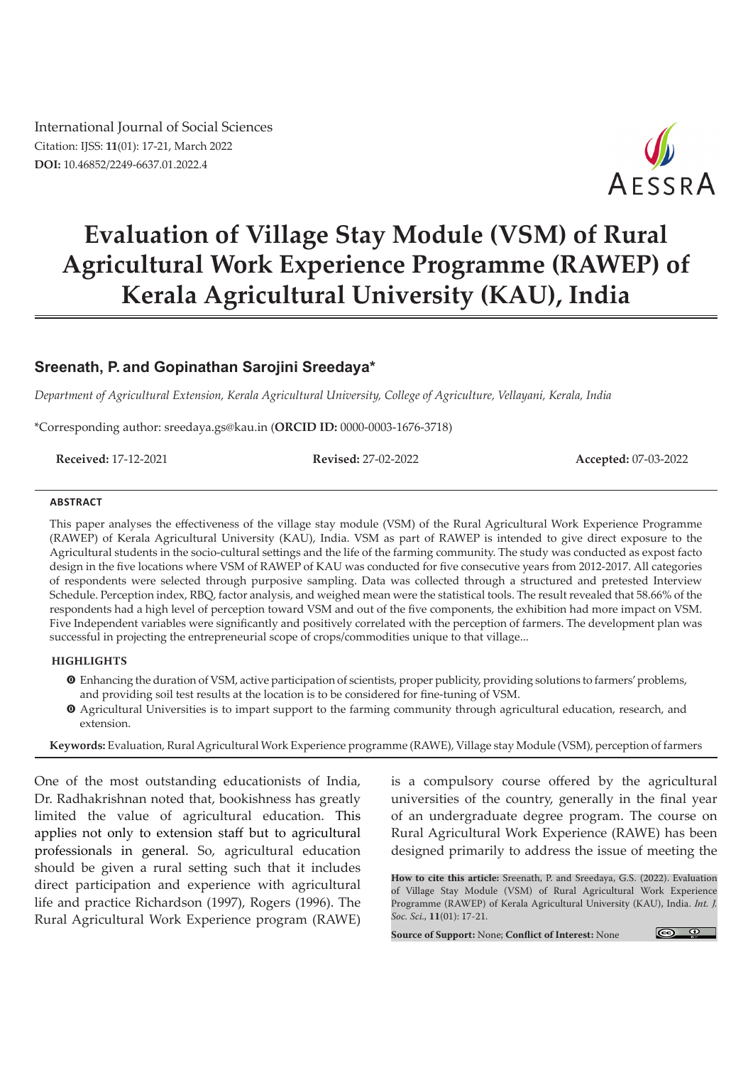International Journal of Social Sciences
Citation: IJSS: **11**(01): 17-21, March 2022
**DOI:** 10.46852/2249-6637.01.2022.4

# Evaluation of Village Stay Module (VSM) of Rural Agricultural Work Experience Programme (RAWEP) of Kerala Agricultural University (KAU), India

**Sreenath, P. and Gopinathan Sarojini Sreedaya***

*Department of Agricultural Extension, Kerala Agricultural University, College of Agriculture, Vellayani, Kerala, India*

*Corresponding author: sreedaya.gs@kau.in (**ORCID ID:** 0000-0003-1676-3718)

**Received:** 17-12-2021 **Revised:** 27-02-2022 **Accepted:** 07-03-2022

## ABSTRACT

This paper analyses the effectiveness of the village stay module (VSM) of the Rural Agricultural Work Experience Programme (RAWEP) of Kerala Agricultural University (KAU), India. VSM as part of RAWEP is intended to give direct exposure to the Agricultural students in the socio-cultural settings and the life of the farming community. The study was conducted as expost facto design in the five locations where VSM of RAWEP of KAU was conducted for five consecutive years from 2012-2017. All categories of respondents were selected through purposive sampling. Data was collected through a structured and pretested Interview Schedule. Perception index, RBQ, factor analysis, and weighed mean were the statistical tools. The result revealed that 58.66% of the respondents had a high level of perception toward VSM and out of the five components, the exhibition had more impact on VSM. Five Independent variables were significantly and positively correlated with the perception of farmers. The development plan was successful in projecting the entrepreneurial scope of crops/commodities unique to that village...

## HIGHLIGHTS

- Enhancing the duration of VSM, active participation of scientists, proper publicity, providing solutions to farmers' problems, and providing soil test results at the location is to be considered for fine-tuning of VSM.
- Agricultural Universities is to impart support to the farming community through agricultural education, research, and extension.

**Keywords:** Evaluation, Rural Agricultural Work Experience programme (RAWE), Village stay Module (VSM), perception of farmers

One of the most outstanding educationists of India, Dr. Radhakrishnan noted that, bookishness has greatly limited the value of agricultural education. This applies not only to extension staff but to agricultural professionals in general. So, agricultural education should be given a rural setting such that it includes direct participation and experience with agricultural life and practice Richardson (1997), Rogers (1996). The Rural Agricultural Work Experience program (RAWE) is a compulsory course offered by the agricultural universities of the country, generally in the final year of an undergraduate degree program. The course on Rural Agricultural Work Experience (RAWE) has been designed primarily to address the issue of meeting the

**How to cite this article:** Sreenath, P. and Sreedaya, G.S. (2022). Evaluation of Village Stay Module (VSM) of Rural Agricultural Work Experience Programme (RAWEP) of Kerala Agricultural University (KAU), India. *Int. J. Soc. Sci.*, **11**(01): 17-21.

**Source of Support:** None; **Conflict of Interest:** None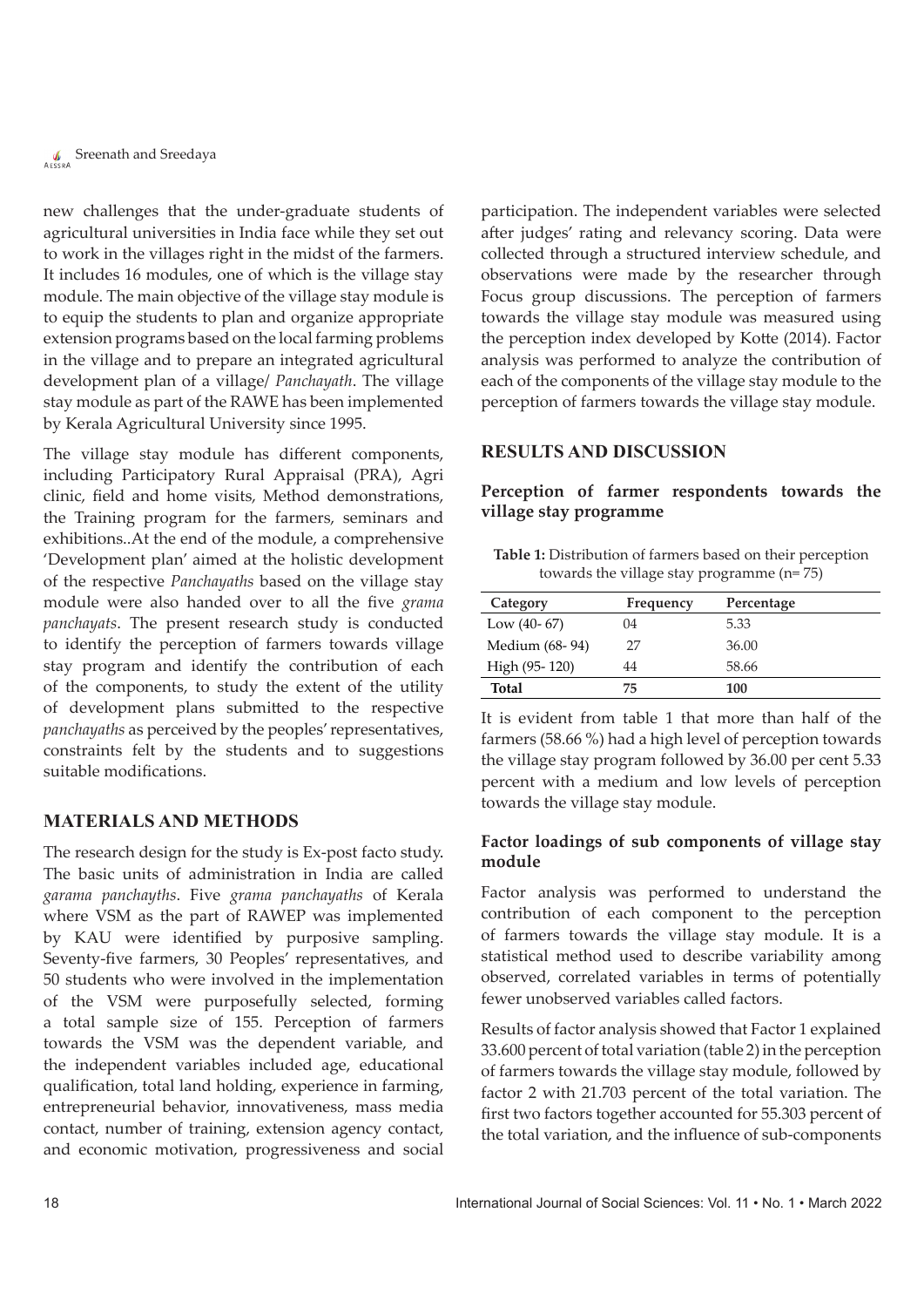new challenges that the under-graduate students of agricultural universities in India face while they set out to work in the villages right in the midst of the farmers. It includes 16 modules, one of which is the village stay module. The main objective of the village stay module is to equip the students to plan and organize appropriate extension programs based on the local farming problems in the village and to prepare an integrated agricultural development plan of a village/ *Panchayath*. The village stay module as part of the RAWE has been implemented by Kerala Agricultural University since 1995.

The village stay module has different components, including Participatory Rural Appraisal (PRA), Agri clinic, field and home visits, Method demonstrations, the Training program for the farmers, seminars and exhibitions..At the end of the module, a comprehensive 'Development plan' aimed at the holistic development of the respective *Panchayaths* based on the village stay module were also handed over to all the five *grama panchayats*. The present research study is conducted to identify the perception of farmers towards village stay program and identify the contribution of each of the components, to study the extent of the utility of development plans submitted to the respective *panchayaths* as perceived by the peoples' representatives, constraints felt by the students and to suggestions suitable modifications.

## MATERIALS AND METHODS

The research design for the study is Ex-post facto study. The basic units of administration in India are called *garama panchayths*. Five *grama panchayaths* of Kerala where VSM as the part of RAWEP was implemented by KAU were identified by purposive sampling. Seventy-five farmers, 30 Peoples' representatives, and 50 students who were involved in the implementation of the VSM were purposefully selected, forming a total sample size of 155. Perception of farmers towards the VSM was the dependent variable, and the independent variables included age, educational qualification, total land holding, experience in farming, entrepreneurial behavior, innovativeness, mass media contact, number of training, extension agency contact, and economic motivation, progressiveness and social participation. The independent variables were selected after judges' rating and relevancy scoring. Data were collected through a structured interview schedule, and observations were made by the researcher through Focus group discussions. The perception of farmers towards the village stay module was measured using the perception index developed by Kotte (2014). Factor analysis was performed to analyze the contribution of each of the components of the village stay module to the perception of farmers towards the village stay module.

## RESULTS AND DISCUSSION

### Perception of farmer respondents towards the village stay programme

**Table 1:** Distribution of farmers based on their perception towards the village stay programme (n= 75)

| Category | Frequency | Percentage |
|---|---|---|
| Low (40- 67) | 04 | 5.33 |
| Medium (68- 94) | 27 | 36.00 |
| High (95- 120) | 44 | 58.66 |
| **Total** | **75** | **100** |

It is evident from table 1 that more than half of the farmers (58.66 %) had a high level of perception towards the village stay program followed by 36.00 per cent 5.33 percent with a medium and low levels of perception towards the village stay module.

### Factor loadings of sub components of village stay module

Factor analysis was performed to understand the contribution of each component to the perception of farmers towards the village stay module. It is a statistical method used to describe variability among observed, correlated variables in terms of potentially fewer unobserved variables called factors.

Results of factor analysis showed that Factor 1 explained 33.600 percent of total variation (table 2) in the perception of farmers towards the village stay module, followed by factor 2 with 21.703 percent of the total variation. The first two factors together accounted for 55.303 percent of the total variation, and the influence of sub-components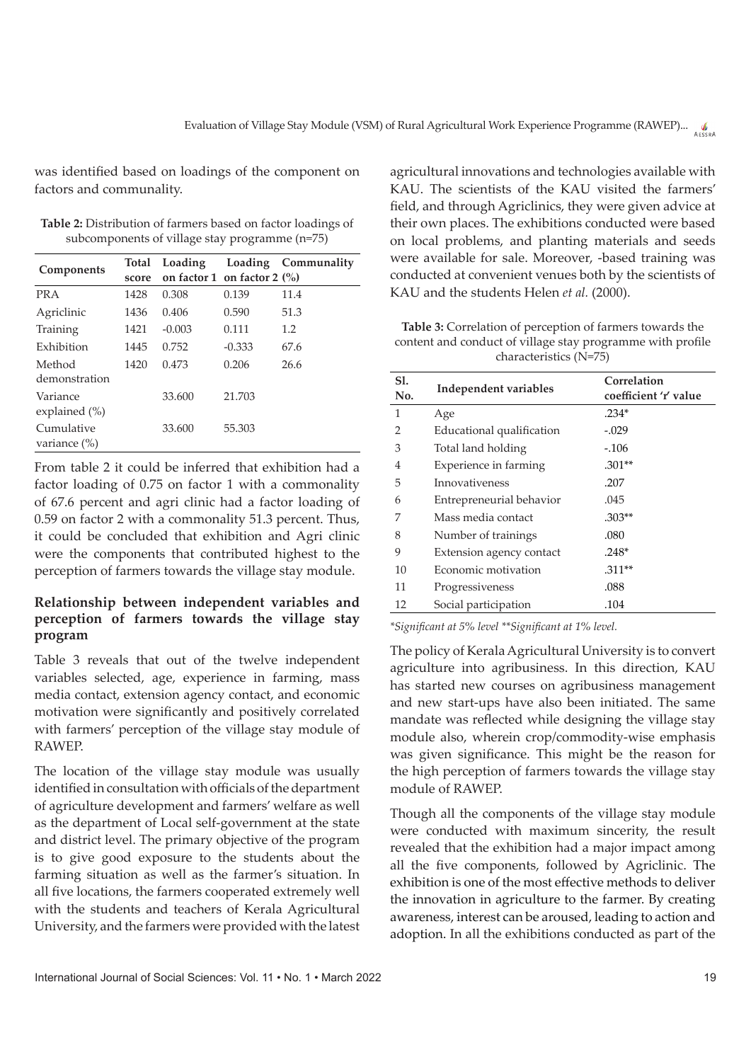was identified based on loadings of the component on factors and communality.

**Table 2:** Distribution of farmers based on factor loadings of subcomponents of village stay programme (n=75)

| Components | Total score | Loading on factor 1 | Loading on factor 2 | Communality (%) |
|---|---|---|---|---|
| PRA | 1428 | 0.308 | 0.139 | 11.4 |
| Agriclinic | 1436 | 0.406 | 0.590 | 51.3 |
| Training | 1421 | -0.003 | 0.111 | 1.2 |
| Exhibition | 1445 | 0.752 | -0.333 | 67.6 |
| Method demonstration | 1420 | 0.473 | 0.206 | 26.6 |
| Variance explained (%) | | 33.600 | 21.703 | |
| Cumulative variance (%) | | 33.600 | 55.303 | |

From table 2 it could be inferred that exhibition had a factor loading of 0.75 on factor 1 with a commonality of 67.6 percent and agri clinic had a factor loading of 0.59 on factor 2 with a commonality 51.3 percent. Thus, it could be concluded that exhibition and Agri clinic were the components that contributed highest to the perception of farmers towards the village stay module.

### Relationship between independent variables and perception of farmers towards the village stay program

Table 3 reveals that out of the twelve independent variables selected, age, experience in farming, mass media contact, extension agency contact, and economic motivation were significantly and positively correlated with farmers' perception of the village stay module of RAWEP.

The location of the village stay module was usually identified in consultation with officials of the department of agriculture development and farmers' welfare as well as the department of Local self-government at the state and district level. The primary objective of the program is to give good exposure to the students about the farming situation as well as the farmer's situation. In all five locations, the farmers cooperated extremely well with the students and teachers of Kerala Agricultural University, and the farmers were provided with the latest agricultural innovations and technologies available with KAU. The scientists of the KAU visited the farmers' field, and through Agriclinics, they were given advice at their own places. The exhibitions conducted were based on local problems, and planting materials and seeds were available for sale. Moreover, -based training was conducted at convenient venues both by the scientists of KAU and the students Helen *et al.* (2000).

**Table 3:** Correlation of perception of farmers towards the content and conduct of village stay programme with profile characteristics (N=75)

| Sl. No. | Independent variables | Correlation coefficient 'r' value |
|---|---|---|
| 1 | Age | .234* |
| 2 | Educational qualification | -.029 |
| 3 | Total land holding | -.106 |
| 4 | Experience in farming | .301** |
| 5 | Innovativeness | .207 |
| 6 | Entrepreneurial behavior | .045 |
| 7 | Mass media contact | .303** |
| 8 | Number of trainings | .080 |
| 9 | Extension agency contact | .248* |
| 10 | Economic motivation | .311** |
| 11 | Progressiveness | .088 |
| 12 | Social participation | .104 |

*\*Significant at 5% level \*\*Significant at 1% level.*

The policy of Kerala Agricultural University is to convert agriculture into agribusiness. In this direction, KAU has started new courses on agribusiness management and new start-ups have also been initiated. The same mandate was reflected while designing the village stay module also, wherein crop/commodity-wise emphasis was given significance. This might be the reason for the high perception of farmers towards the village stay module of RAWEP.

Though all the components of the village stay module were conducted with maximum sincerity, the result revealed that the exhibition had a major impact among all the five components, followed by Agriclinic. The exhibition is one of the most effective methods to deliver the innovation in agriculture to the farmer. By creating awareness, interest can be aroused, leading to action and adoption. In all the exhibitions conducted as part of the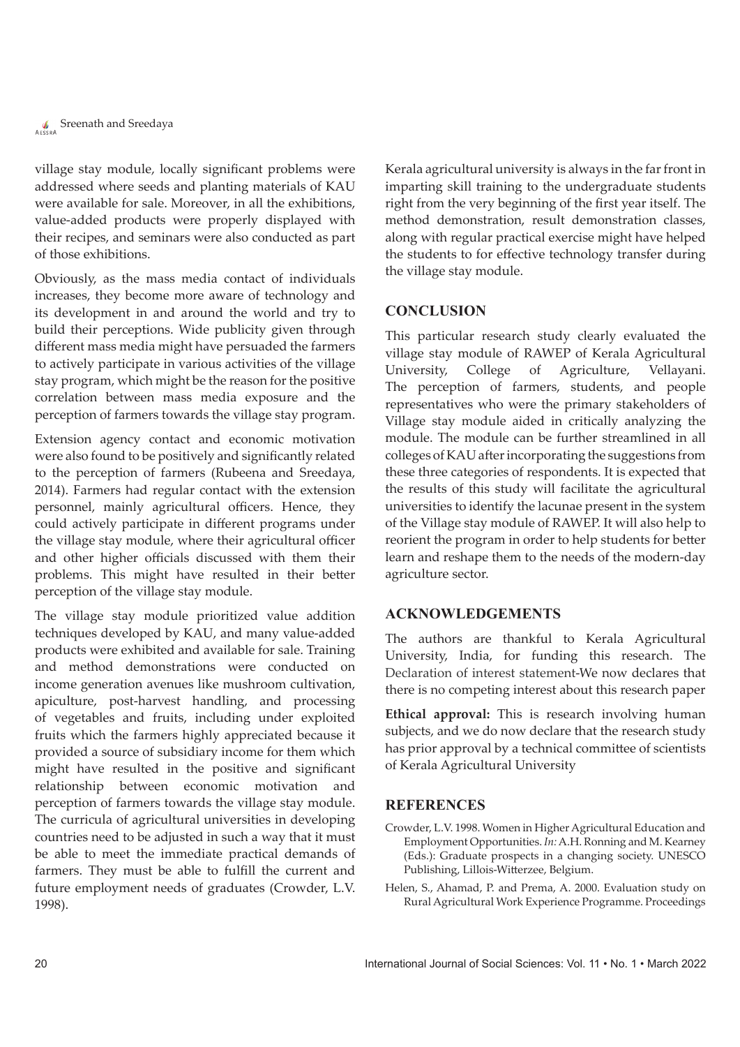village stay module, locally significant problems were addressed where seeds and planting materials of KAU were available for sale. Moreover, in all the exhibitions, value-added products were properly displayed with their recipes, and seminars were also conducted as part of those exhibitions.

Obviously, as the mass media contact of individuals increases, they become more aware of technology and its development in and around the world and try to build their perceptions. Wide publicity given through different mass media might have persuaded the farmers to actively participate in various activities of the village stay program, which might be the reason for the positive correlation between mass media exposure and the perception of farmers towards the village stay program.

Extension agency contact and economic motivation were also found to be positively and significantly related to the perception of farmers (Rubeena and Sreedaya, 2014). Farmers had regular contact with the extension personnel, mainly agricultural officers. Hence, they could actively participate in different programs under the village stay module, where their agricultural officer and other higher officials discussed with them their problems. This might have resulted in their better perception of the village stay module.

The village stay module prioritized value addition techniques developed by KAU, and many value-added products were exhibited and available for sale. Training and method demonstrations were conducted on income generation avenues like mushroom cultivation, apiculture, post-harvest handling, and processing of vegetables and fruits, including under exploited fruits which the farmers highly appreciated because it provided a source of subsidiary income for them which might have resulted in the positive and significant relationship between economic motivation and perception of farmers towards the village stay module. The curricula of agricultural universities in developing countries need to be adjusted in such a way that it must be able to meet the immediate practical demands of farmers. They must be able to fulfill the current and future employment needs of graduates (Crowder, L.V. 1998).

Kerala agricultural university is always in the far front in imparting skill training to the undergraduate students right from the very beginning of the first year itself. The method demonstration, result demonstration classes, along with regular practical exercise might have helped the students to for effective technology transfer during the village stay module.

## CONCLUSION

This particular research study clearly evaluated the village stay module of RAWEP of Kerala Agricultural University, College of Agriculture, Vellayani. The perception of farmers, students, and people representatives who were the primary stakeholders of Village stay module aided in critically analyzing the module. The module can be further streamlined in all colleges of KAU after incorporating the suggestions from these three categories of respondents. It is expected that the results of this study will facilitate the agricultural universities to identify the lacunae present in the system of the Village stay module of RAWEP. It will also help to reorient the program in order to help students for better learn and reshape them to the needs of the modern-day agriculture sector.

## ACKNOWLEDGEMENTS

The authors are thankful to Kerala Agricultural University, India, for funding this research. The Declaration of interest statement-We now declares that there is no competing interest about this research paper

**Ethical approval:** This is research involving human subjects, and we do now declare that the research study has prior approval by a technical committee of scientists of Kerala Agricultural University

## REFERENCES

Crowder, L.V. 1998. Women in Higher Agricultural Education and Employment Opportunities. *In:* A.H. Ronning and M. Kearney (Eds.): Graduate prospects in a changing society. UNESCO Publishing, Lillois-Witterzee, Belgium.

Helen, S., Ahamad, P. and Prema, A. 2000. Evaluation study on Rural Agricultural Work Experience Programme. Proceedings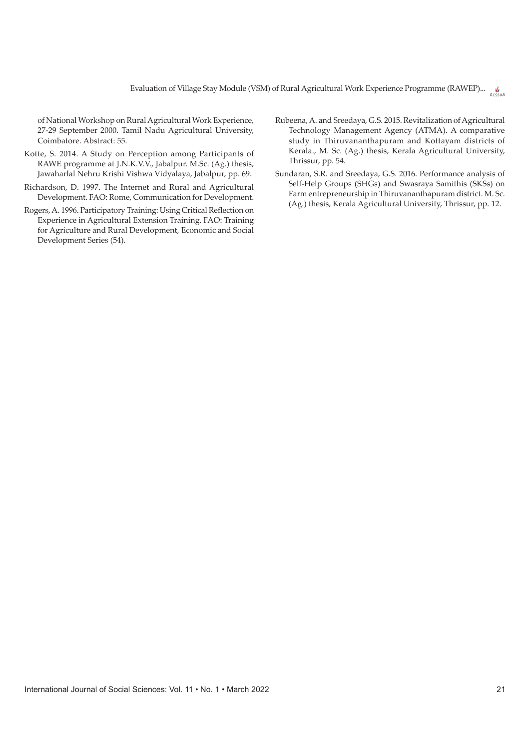of National Workshop on Rural Agricultural Work Experience, 27-29 September 2000. Tamil Nadu Agricultural University, Coimbatore. Abstract: 55.

Kotte, S. 2014. A Study on Perception among Participants of RAWE programme at J.N.K.V.V., Jabalpur. M.Sc. (Ag.) thesis, Jawaharlal Nehru Krishi Vishwa Vidyalaya, Jabalpur, pp. 69.

Richardson, D. 1997. The Internet and Rural and Agricultural Development. FAO: Rome, Communication for Development.

Rogers, A. 1996. Participatory Training: Using Critical Reflection on Experience in Agricultural Extension Training. FAO: Training for Agriculture and Rural Development, Economic and Social Development Series (54).

Rubeena, A. and Sreedaya, G.S. 2015. Revitalization of Agricultural Technology Management Agency (ATMA). A comparative study in Thiruvananthapuram and Kottayam districts of Kerala., M. Sc. (Ag.) thesis, Kerala Agricultural University, Thrissur, pp. 54.

Sundaran, S.R. and Sreedaya, G.S. 2016. Performance analysis of Self-Help Groups (SHGs) and Swasraya Samithis (SKSs) on Farm entrepreneurship in Thiruvananthapuram district. M. Sc. (Ag.) thesis, Kerala Agricultural University, Thrissur, pp. 12.